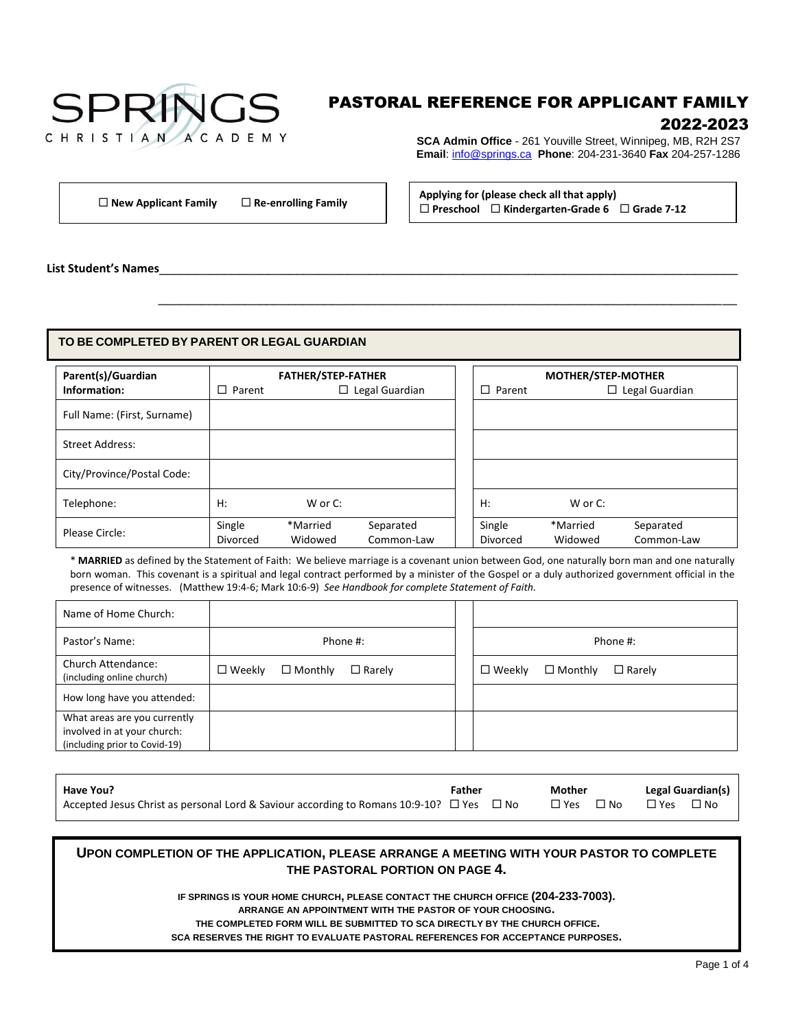# SPRINGS CHRISTIAN ACADEMY

# PASTORAL REFERENCE FOR APPLICANT FAMILY 2022-2023

**SCA Admin Office** - 261 Youville Street, Winnipeg, MB, R2H 2S7
**Email**: info@springs.ca **Phone**: 204-231-3640 **Fax** 204-257-1286

☐ **New Applicant Family** ☐ **Re-enrolling Family**

**Applying for (please check all that apply)**
☐ **Preschool** ☐ **Kindergarten-Grade 6** ☐ **Grade 7-12**

**List Student's Names**\_\_\_\_\_\_\_\_\_\_\_\_\_\_\_\_\_\_\_\_\_\_\_\_\_\_\_\_\_\_\_\_\_\_\_\_\_\_\_\_\_\_\_\_\_\_\_\_\_\_\_\_\_\_\_\_\_\_\_\_\_\_\_\_\_\_\_\_

\_\_\_\_\_\_\_\_\_\_\_\_\_\_\_\_\_\_\_\_\_\_\_\_\_\_\_\_\_\_\_\_\_\_\_\_\_\_\_\_\_\_\_\_\_\_\_\_\_\_\_\_\_\_\_\_\_\_\_\_\_\_\_\_\_\_\_\_

## TO BE COMPLETED BY PARENT OR LEGAL GUARDIAN

| **Parent(s)/Guardian Information:** | **FATHER/STEP-FATHER** ☐ Parent ☐ Legal Guardian | **MOTHER/STEP-MOTHER** ☐ Parent ☐ Legal Guardian |
|---|---|---|
| Full Name: (First, Surname) | | |
| Street Address: | | |
| City/Province/Postal Code: | | |
| Telephone: | H: W or C: | H: W or C: |
| Please Circle: | Single *Married Separated Divorced Widowed Common-Law | Single *Married Separated Divorced Widowed Common-Law |

\* **MARRIED** as defined by the Statement of Faith: We believe marriage is a covenant union between God, one naturally born man and one naturally born woman. This covenant is a spiritual and legal contract performed by a minister of the Gospel or a duly authorized government official in the presence of witnesses. (Matthew 19:4-6; Mark 10:6-9) *See Handbook for complete Statement of Faith.*

| | | |
|---|---|---|
| Name of Home Church: | | |
| Pastor's Name: | Phone #: | Phone #: |
| Church Attendance: (including online church) | ☐ Weekly ☐ Monthly ☐ Rarely | ☐ Weekly ☐ Monthly ☐ Rarely |
| How long have you attended: | | |
| What areas are you currently involved in at your church: (including prior to Covid-19) | | |

| **Have You?** | **Father** | **Mother** | **Legal Guardian(s)** |
|---|---|---|---|
| Accepted Jesus Christ as personal Lord & Saviour according to Romans 10:9-10? | ☐ Yes ☐ No | ☐ Yes ☐ No | ☐ Yes ☐ No |

**UPON COMPLETION OF THE APPLICATION, PLEASE ARRANGE A MEETING WITH YOUR PASTOR TO COMPLETE THE PASTORAL PORTION ON PAGE 4.**

**IF SPRINGS IS YOUR HOME CHURCH, PLEASE CONTACT THE CHURCH OFFICE (204-233-7003).**
**ARRANGE AN APPOINTMENT WITH THE PASTOR OF YOUR CHOOSING.**
**THE COMPLETED FORM WILL BE SUBMITTED TO SCA DIRECTLY BY THE CHURCH OFFICE.**
**SCA RESERVES THE RIGHT TO EVALUATE PASTORAL REFERENCES FOR ACCEPTANCE PURPOSES.**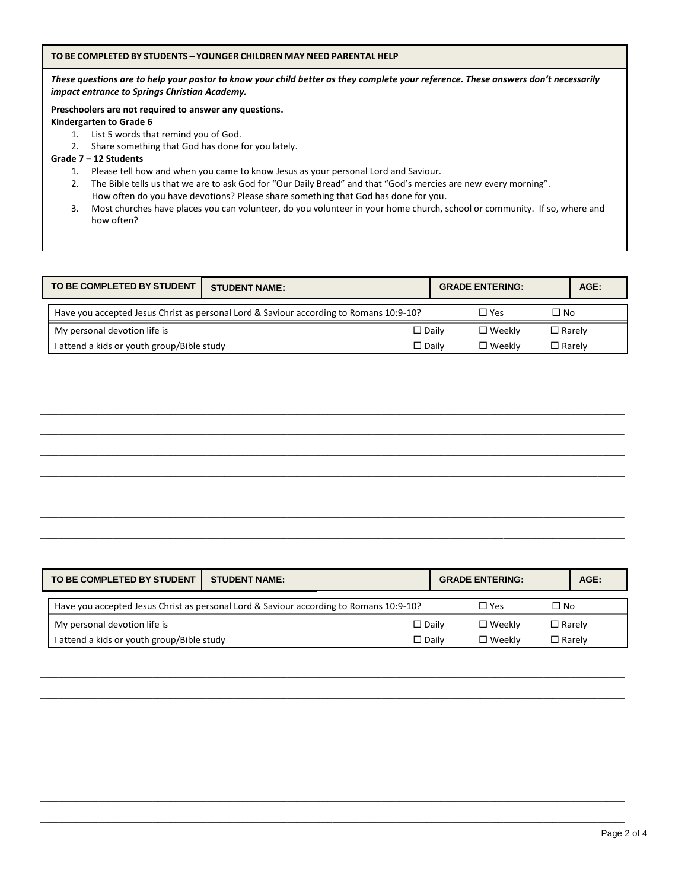**TO BE COMPLETED BY STUDENTS – YOUNGER CHILDREN MAY NEED PARENTAL HELP**

***These questions are to help your pastor to know your child better as they complete your reference. These answers don't necessarily impact entrance to Springs Christian Academy.***

**Preschoolers are not required to answer any questions.**

**Kindergarten to Grade 6**

1. List 5 words that remind you of God.
2. Share something that God has done for you lately.

**Grade 7 – 12 Students**

1. Please tell how and when you came to know Jesus as your personal Lord and Saviour.
2. The Bible tells us that we are to ask God for "Our Daily Bread" and that "God's mercies are new every morning". How often do you have devotions? Please share something that God has done for you.
3. Most churches have places you can volunteer, do you volunteer in your home church, school or community. If so, where and how often?

| TO BE COMPLETED BY STUDENT | STUDENT NAME: | GRADE ENTERING: | AGE: |
|---|---|---|---|

| Have you accepted Jesus Christ as personal Lord & Saviour according to Romans 10:9-10? | | ☐ Yes | ☐ No |
|---|---|---|---|
| My personal devotion life is | ☐ Daily | ☐ Weekly | ☐ Rarely |
| I attend a kids or youth group/Bible study | ☐ Daily | ☐ Weekly | ☐ Rarely |

\_\_\_\_\_\_\_\_\_\_\_\_\_\_\_\_\_\_\_\_\_\_\_\_\_\_\_\_\_\_\_\_\_\_\_\_\_\_\_\_\_\_\_\_\_\_\_\_\_\_\_\_\_\_\_\_\_\_\_\_\_\_\_\_\_\_\_\_\_\_\_\_\_\_\_\_\_\_

\_\_\_\_\_\_\_\_\_\_\_\_\_\_\_\_\_\_\_\_\_\_\_\_\_\_\_\_\_\_\_\_\_\_\_\_\_\_\_\_\_\_\_\_\_\_\_\_\_\_\_\_\_\_\_\_\_\_\_\_\_\_\_\_\_\_\_\_\_\_\_\_\_\_\_\_\_\_

\_\_\_\_\_\_\_\_\_\_\_\_\_\_\_\_\_\_\_\_\_\_\_\_\_\_\_\_\_\_\_\_\_\_\_\_\_\_\_\_\_\_\_\_\_\_\_\_\_\_\_\_\_\_\_\_\_\_\_\_\_\_\_\_\_\_\_\_\_\_\_\_\_\_\_\_\_\_

\_\_\_\_\_\_\_\_\_\_\_\_\_\_\_\_\_\_\_\_\_\_\_\_\_\_\_\_\_\_\_\_\_\_\_\_\_\_\_\_\_\_\_\_\_\_\_\_\_\_\_\_\_\_\_\_\_\_\_\_\_\_\_\_\_\_\_\_\_\_\_\_\_\_\_\_\_\_

\_\_\_\_\_\_\_\_\_\_\_\_\_\_\_\_\_\_\_\_\_\_\_\_\_\_\_\_\_\_\_\_\_\_\_\_\_\_\_\_\_\_\_\_\_\_\_\_\_\_\_\_\_\_\_\_\_\_\_\_\_\_\_\_\_\_\_\_\_\_\_\_\_\_\_\_\_\_

\_\_\_\_\_\_\_\_\_\_\_\_\_\_\_\_\_\_\_\_\_\_\_\_\_\_\_\_\_\_\_\_\_\_\_\_\_\_\_\_\_\_\_\_\_\_\_\_\_\_\_\_\_\_\_\_\_\_\_\_\_\_\_\_\_\_\_\_\_\_\_\_\_\_\_\_\_\_

\_\_\_\_\_\_\_\_\_\_\_\_\_\_\_\_\_\_\_\_\_\_\_\_\_\_\_\_\_\_\_\_\_\_\_\_\_\_\_\_\_\_\_\_\_\_\_\_\_\_\_\_\_\_\_\_\_\_\_\_\_\_\_\_\_\_\_\_\_\_\_\_\_\_\_\_\_\_

\_\_\_\_\_\_\_\_\_\_\_\_\_\_\_\_\_\_\_\_\_\_\_\_\_\_\_\_\_\_\_\_\_\_\_\_\_\_\_\_\_\_\_\_\_\_\_\_\_\_\_\_\_\_\_\_\_\_\_\_\_\_\_\_\_\_\_\_\_\_\_\_\_\_\_\_\_\_

\_\_\_\_\_\_\_\_\_\_\_\_\_\_\_\_\_\_\_\_\_\_\_\_\_\_\_\_\_\_\_\_\_\_\_\_\_\_\_\_\_\_\_\_\_\_\_\_\_\_\_\_\_\_\_\_\_\_\_\_\_\_\_\_\_\_\_\_\_\_\_\_\_\_\_\_\_\_

| TO BE COMPLETED BY STUDENT | STUDENT NAME: | GRADE ENTERING: | AGE: |
|---|---|---|---|

| Have you accepted Jesus Christ as personal Lord & Saviour according to Romans 10:9-10? | | ☐ Yes | ☐ No |
|---|---|---|---|
| My personal devotion life is | ☐ Daily | ☐ Weekly | ☐ Rarely |
| I attend a kids or youth group/Bible study | ☐ Daily | ☐ Weekly | ☐ Rarely |

\_\_\_\_\_\_\_\_\_\_\_\_\_\_\_\_\_\_\_\_\_\_\_\_\_\_\_\_\_\_\_\_\_\_\_\_\_\_\_\_\_\_\_\_\_\_\_\_\_\_\_\_\_\_\_\_\_\_\_\_\_\_\_\_\_\_\_\_\_\_\_\_\_\_\_\_\_\_

\_\_\_\_\_\_\_\_\_\_\_\_\_\_\_\_\_\_\_\_\_\_\_\_\_\_\_\_\_\_\_\_\_\_\_\_\_\_\_\_\_\_\_\_\_\_\_\_\_\_\_\_\_\_\_\_\_\_\_\_\_\_\_\_\_\_\_\_\_\_\_\_\_\_\_\_\_\_

\_\_\_\_\_\_\_\_\_\_\_\_\_\_\_\_\_\_\_\_\_\_\_\_\_\_\_\_\_\_\_\_\_\_\_\_\_\_\_\_\_\_\_\_\_\_\_\_\_\_\_\_\_\_\_\_\_\_\_\_\_\_\_\_\_\_\_\_\_\_\_\_\_\_\_\_\_\_

\_\_\_\_\_\_\_\_\_\_\_\_\_\_\_\_\_\_\_\_\_\_\_\_\_\_\_\_\_\_\_\_\_\_\_\_\_\_\_\_\_\_\_\_\_\_\_\_\_\_\_\_\_\_\_\_\_\_\_\_\_\_\_\_\_\_\_\_\_\_\_\_\_\_\_\_\_\_

\_\_\_\_\_\_\_\_\_\_\_\_\_\_\_\_\_\_\_\_\_\_\_\_\_\_\_\_\_\_\_\_\_\_\_\_\_\_\_\_\_\_\_\_\_\_\_\_\_\_\_\_\_\_\_\_\_\_\_\_\_\_\_\_\_\_\_\_\_\_\_\_\_\_\_\_\_\_

\_\_\_\_\_\_\_\_\_\_\_\_\_\_\_\_\_\_\_\_\_\_\_\_\_\_\_\_\_\_\_\_\_\_\_\_\_\_\_\_\_\_\_\_\_\_\_\_\_\_\_\_\_\_\_\_\_\_\_\_\_\_\_\_\_\_\_\_\_\_\_\_\_\_\_\_\_\_

\_\_\_\_\_\_\_\_\_\_\_\_\_\_\_\_\_\_\_\_\_\_\_\_\_\_\_\_\_\_\_\_\_\_\_\_\_\_\_\_\_\_\_\_\_\_\_\_\_\_\_\_\_\_\_\_\_\_\_\_\_\_\_\_\_\_\_\_\_\_\_\_\_\_\_\_\_\_

\_\_\_\_\_\_\_\_\_\_\_\_\_\_\_\_\_\_\_\_\_\_\_\_\_\_\_\_\_\_\_\_\_\_\_\_\_\_\_\_\_\_\_\_\_\_\_\_\_\_\_\_\_\_\_\_\_\_\_\_\_\_\_\_\_\_\_\_\_\_\_\_\_\_\_\_\_\_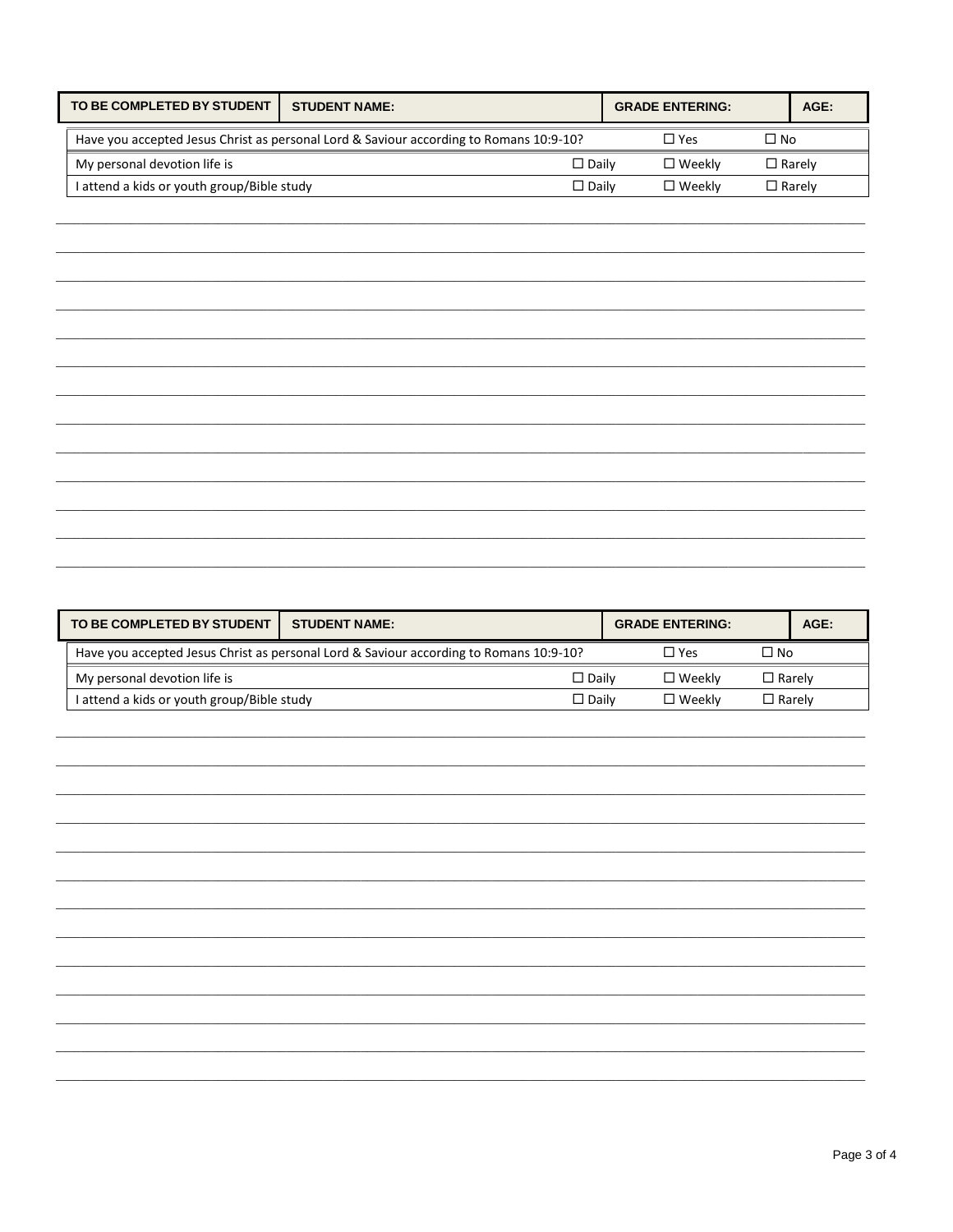| TO BE COMPLETED BY STUDENT | STUDENT NAME: | GRADE ENTERING: | AGE: |
|---|---|---|---|

| | | | |
|---|---|---|---|
| Have you accepted Jesus Christ as personal Lord & Saviour according to Romans 10:9-10? | | ☐ Yes | ☐ No |
| My personal devotion life is | ☐ Daily | ☐ Weekly | ☐ Rarely |
| I attend a kids or youth group/Bible study | ☐ Daily | ☐ Weekly | ☐ Rarely |

\_\_\_\_\_\_\_\_\_\_\_\_\_\_\_\_\_\_\_\_\_\_\_\_\_\_\_\_\_\_\_\_\_\_\_\_\_\_\_\_\_\_\_\_\_\_\_\_\_\_\_\_\_\_\_\_\_\_\_\_\_\_\_\_\_\_\_\_\_\_\_\_\_\_\_\_\_\_

\_\_\_\_\_\_\_\_\_\_\_\_\_\_\_\_\_\_\_\_\_\_\_\_\_\_\_\_\_\_\_\_\_\_\_\_\_\_\_\_\_\_\_\_\_\_\_\_\_\_\_\_\_\_\_\_\_\_\_\_\_\_\_\_\_\_\_\_\_\_\_\_\_\_\_\_\_\_

\_\_\_\_\_\_\_\_\_\_\_\_\_\_\_\_\_\_\_\_\_\_\_\_\_\_\_\_\_\_\_\_\_\_\_\_\_\_\_\_\_\_\_\_\_\_\_\_\_\_\_\_\_\_\_\_\_\_\_\_\_\_\_\_\_\_\_\_\_\_\_\_\_\_\_\_\_\_

\_\_\_\_\_\_\_\_\_\_\_\_\_\_\_\_\_\_\_\_\_\_\_\_\_\_\_\_\_\_\_\_\_\_\_\_\_\_\_\_\_\_\_\_\_\_\_\_\_\_\_\_\_\_\_\_\_\_\_\_\_\_\_\_\_\_\_\_\_\_\_\_\_\_\_\_\_\_

\_\_\_\_\_\_\_\_\_\_\_\_\_\_\_\_\_\_\_\_\_\_\_\_\_\_\_\_\_\_\_\_\_\_\_\_\_\_\_\_\_\_\_\_\_\_\_\_\_\_\_\_\_\_\_\_\_\_\_\_\_\_\_\_\_\_\_\_\_\_\_\_\_\_\_\_\_\_

\_\_\_\_\_\_\_\_\_\_\_\_\_\_\_\_\_\_\_\_\_\_\_\_\_\_\_\_\_\_\_\_\_\_\_\_\_\_\_\_\_\_\_\_\_\_\_\_\_\_\_\_\_\_\_\_\_\_\_\_\_\_\_\_\_\_\_\_\_\_\_\_\_\_\_\_\_\_

\_\_\_\_\_\_\_\_\_\_\_\_\_\_\_\_\_\_\_\_\_\_\_\_\_\_\_\_\_\_\_\_\_\_\_\_\_\_\_\_\_\_\_\_\_\_\_\_\_\_\_\_\_\_\_\_\_\_\_\_\_\_\_\_\_\_\_\_\_\_\_\_\_\_\_\_\_\_

\_\_\_\_\_\_\_\_\_\_\_\_\_\_\_\_\_\_\_\_\_\_\_\_\_\_\_\_\_\_\_\_\_\_\_\_\_\_\_\_\_\_\_\_\_\_\_\_\_\_\_\_\_\_\_\_\_\_\_\_\_\_\_\_\_\_\_\_\_\_\_\_\_\_\_\_\_\_

\_\_\_\_\_\_\_\_\_\_\_\_\_\_\_\_\_\_\_\_\_\_\_\_\_\_\_\_\_\_\_\_\_\_\_\_\_\_\_\_\_\_\_\_\_\_\_\_\_\_\_\_\_\_\_\_\_\_\_\_\_\_\_\_\_\_\_\_\_\_\_\_\_\_\_\_\_\_

\_\_\_\_\_\_\_\_\_\_\_\_\_\_\_\_\_\_\_\_\_\_\_\_\_\_\_\_\_\_\_\_\_\_\_\_\_\_\_\_\_\_\_\_\_\_\_\_\_\_\_\_\_\_\_\_\_\_\_\_\_\_\_\_\_\_\_\_\_\_\_\_\_\_\_\_\_\_

\_\_\_\_\_\_\_\_\_\_\_\_\_\_\_\_\_\_\_\_\_\_\_\_\_\_\_\_\_\_\_\_\_\_\_\_\_\_\_\_\_\_\_\_\_\_\_\_\_\_\_\_\_\_\_\_\_\_\_\_\_\_\_\_\_\_\_\_\_\_\_\_\_\_\_\_\_\_

\_\_\_\_\_\_\_\_\_\_\_\_\_\_\_\_\_\_\_\_\_\_\_\_\_\_\_\_\_\_\_\_\_\_\_\_\_\_\_\_\_\_\_\_\_\_\_\_\_\_\_\_\_\_\_\_\_\_\_\_\_\_\_\_\_\_\_\_\_\_\_\_\_\_\_\_\_\_

\_\_\_\_\_\_\_\_\_\_\_\_\_\_\_\_\_\_\_\_\_\_\_\_\_\_\_\_\_\_\_\_\_\_\_\_\_\_\_\_\_\_\_\_\_\_\_\_\_\_\_\_\_\_\_\_\_\_\_\_\_\_\_\_\_\_\_\_\_\_\_\_\_\_\_\_\_\_

| TO BE COMPLETED BY STUDENT | STUDENT NAME: | GRADE ENTERING: | AGE: |
|---|---|---|---|

| | | | |
|---|---|---|---|
| Have you accepted Jesus Christ as personal Lord & Saviour according to Romans 10:9-10? | | ☐ Yes | ☐ No |
| My personal devotion life is | ☐ Daily | ☐ Weekly | ☐ Rarely |
| I attend a kids or youth group/Bible study | ☐ Daily | ☐ Weekly | ☐ Rarely |

\_\_\_\_\_\_\_\_\_\_\_\_\_\_\_\_\_\_\_\_\_\_\_\_\_\_\_\_\_\_\_\_\_\_\_\_\_\_\_\_\_\_\_\_\_\_\_\_\_\_\_\_\_\_\_\_\_\_\_\_\_\_\_\_\_\_\_\_\_\_\_\_\_\_\_\_\_\_

\_\_\_\_\_\_\_\_\_\_\_\_\_\_\_\_\_\_\_\_\_\_\_\_\_\_\_\_\_\_\_\_\_\_\_\_\_\_\_\_\_\_\_\_\_\_\_\_\_\_\_\_\_\_\_\_\_\_\_\_\_\_\_\_\_\_\_\_\_\_\_\_\_\_\_\_\_\_

\_\_\_\_\_\_\_\_\_\_\_\_\_\_\_\_\_\_\_\_\_\_\_\_\_\_\_\_\_\_\_\_\_\_\_\_\_\_\_\_\_\_\_\_\_\_\_\_\_\_\_\_\_\_\_\_\_\_\_\_\_\_\_\_\_\_\_\_\_\_\_\_\_\_\_\_\_\_

\_\_\_\_\_\_\_\_\_\_\_\_\_\_\_\_\_\_\_\_\_\_\_\_\_\_\_\_\_\_\_\_\_\_\_\_\_\_\_\_\_\_\_\_\_\_\_\_\_\_\_\_\_\_\_\_\_\_\_\_\_\_\_\_\_\_\_\_\_\_\_\_\_\_\_\_\_\_

\_\_\_\_\_\_\_\_\_\_\_\_\_\_\_\_\_\_\_\_\_\_\_\_\_\_\_\_\_\_\_\_\_\_\_\_\_\_\_\_\_\_\_\_\_\_\_\_\_\_\_\_\_\_\_\_\_\_\_\_\_\_\_\_\_\_\_\_\_\_\_\_\_\_\_\_\_\_

\_\_\_\_\_\_\_\_\_\_\_\_\_\_\_\_\_\_\_\_\_\_\_\_\_\_\_\_\_\_\_\_\_\_\_\_\_\_\_\_\_\_\_\_\_\_\_\_\_\_\_\_\_\_\_\_\_\_\_\_\_\_\_\_\_\_\_\_\_\_\_\_\_\_\_\_\_\_

\_\_\_\_\_\_\_\_\_\_\_\_\_\_\_\_\_\_\_\_\_\_\_\_\_\_\_\_\_\_\_\_\_\_\_\_\_\_\_\_\_\_\_\_\_\_\_\_\_\_\_\_\_\_\_\_\_\_\_\_\_\_\_\_\_\_\_\_\_\_\_\_\_\_\_\_\_\_

\_\_\_\_\_\_\_\_\_\_\_\_\_\_\_\_\_\_\_\_\_\_\_\_\_\_\_\_\_\_\_\_\_\_\_\_\_\_\_\_\_\_\_\_\_\_\_\_\_\_\_\_\_\_\_\_\_\_\_\_\_\_\_\_\_\_\_\_\_\_\_\_\_\_\_\_\_\_

\_\_\_\_\_\_\_\_\_\_\_\_\_\_\_\_\_\_\_\_\_\_\_\_\_\_\_\_\_\_\_\_\_\_\_\_\_\_\_\_\_\_\_\_\_\_\_\_\_\_\_\_\_\_\_\_\_\_\_\_\_\_\_\_\_\_\_\_\_\_\_\_\_\_\_\_\_\_

\_\_\_\_\_\_\_\_\_\_\_\_\_\_\_\_\_\_\_\_\_\_\_\_\_\_\_\_\_\_\_\_\_\_\_\_\_\_\_\_\_\_\_\_\_\_\_\_\_\_\_\_\_\_\_\_\_\_\_\_\_\_\_\_\_\_\_\_\_\_\_\_\_\_\_\_\_\_

\_\_\_\_\_\_\_\_\_\_\_\_\_\_\_\_\_\_\_\_\_\_\_\_\_\_\_\_\_\_\_\_\_\_\_\_\_\_\_\_\_\_\_\_\_\_\_\_\_\_\_\_\_\_\_\_\_\_\_\_\_\_\_\_\_\_\_\_\_\_\_\_\_\_\_\_\_\_

\_\_\_\_\_\_\_\_\_\_\_\_\_\_\_\_\_\_\_\_\_\_\_\_\_\_\_\_\_\_\_\_\_\_\_\_\_\_\_\_\_\_\_\_\_\_\_\_\_\_\_\_\_\_\_\_\_\_\_\_\_\_\_\_\_\_\_\_\_\_\_\_\_\_\_\_\_\_

\_\_\_\_\_\_\_\_\_\_\_\_\_\_\_\_\_\_\_\_\_\_\_\_\_\_\_\_\_\_\_\_\_\_\_\_\_\_\_\_\_\_\_\_\_\_\_\_\_\_\_\_\_\_\_\_\_\_\_\_\_\_\_\_\_\_\_\_\_\_\_\_\_\_\_\_\_\_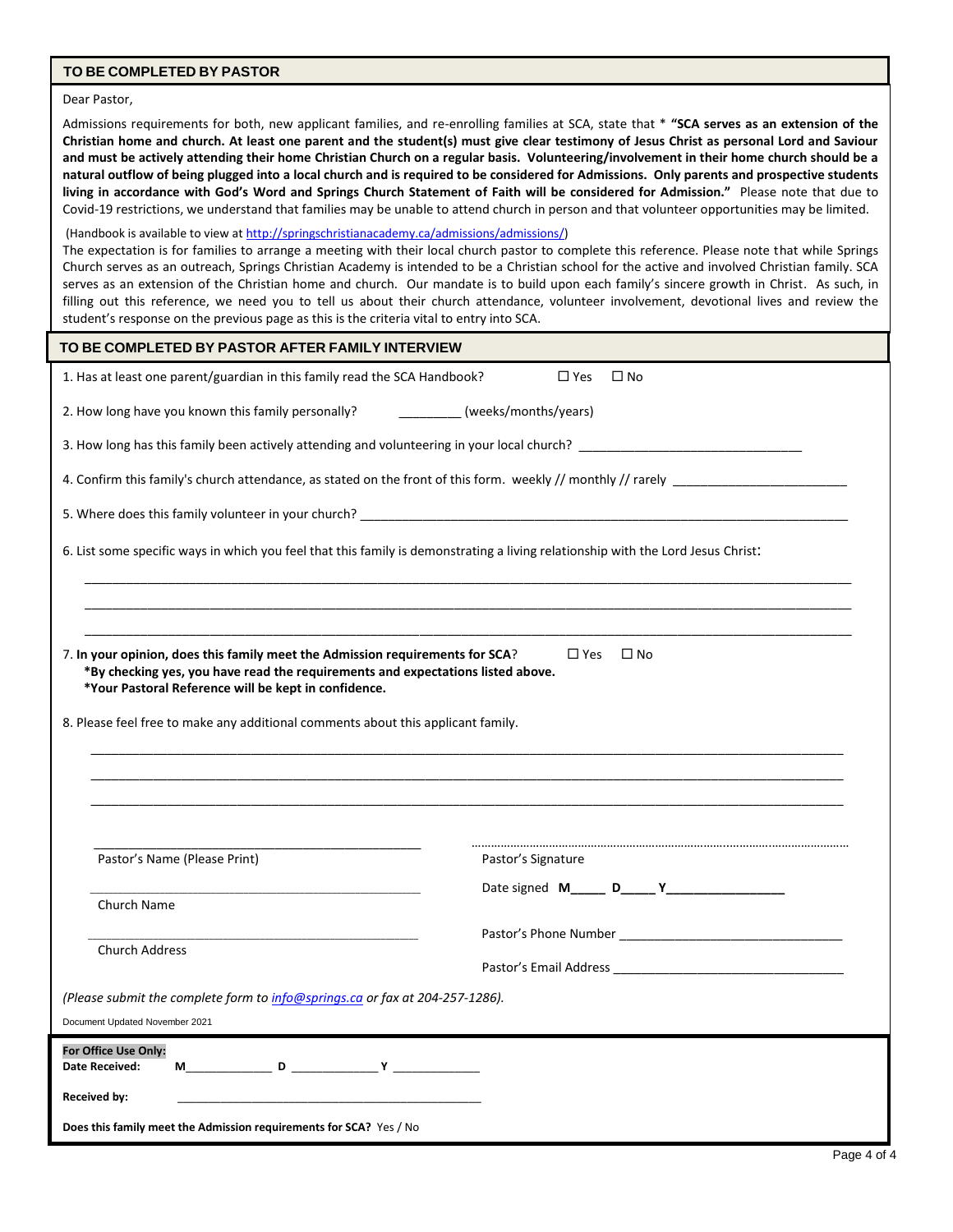## TO BE COMPLETED BY PASTOR

Dear Pastor,

Admissions requirements for both, new applicant families, and re-enrolling families at SCA, state that * **"SCA serves as an extension of the Christian home and church. At least one parent and the student(s) must give clear testimony of Jesus Christ as personal Lord and Saviour and must be actively attending their home Christian Church on a regular basis. Volunteering/involvement in their home church should be a natural outflow of being plugged into a local church and is required to be considered for Admissions. Only parents and prospective students living in accordance with God's Word and Springs Church Statement of Faith will be considered for Admission."** Please note that due to Covid-19 restrictions, we understand that families may be unable to attend church in person and that volunteer opportunities may be limited.

(Handbook is available to view at http://springschristianacademy.ca/admissions/admissions/)

The expectation is for families to arrange a meeting with their local church pastor to complete this reference. Please note that while Springs Church serves as an outreach, Springs Christian Academy is intended to be a Christian school for the active and involved Christian family. SCA serves as an extension of the Christian home and church. Our mandate is to build upon each family's sincere growth in Christ. As such, in filling out this reference, we need you to tell us about their church attendance, volunteer involvement, devotional lives and review the student's response on the previous page as this is the criteria vital to entry into SCA.

## TO BE COMPLETED BY PASTOR AFTER FAMILY INTERVIEW

1. Has at least one parent/guardian in this family read the SCA Handbook? ☐ Yes ☐ No

2. How long have you known this family personally? _________ (weeks/months/years)

3. How long has this family been actively attending and volunteering in your local church? ________________________________

4. Confirm this family's church attendance, as stated on the front of this form. weekly // monthly // rarely _________________________

5. Where does this family volunteer in your church? ________________________________________________________________________

6. List some specific ways in which you feel that this family is demonstrating a living relationship with the Lord Jesus Christ:

________________________________________________________________________________________________________

________________________________________________________________________________________________________

________________________________________________________________________________________________________

7. **In your opinion, does this family meet the Admission requirements for SCA**? ☐ Yes ☐ No
**\*By checking yes, you have read the requirements and expectations listed above.**
**\*Your Pastoral Reference will be kept in confidence.**

8. Please feel free to make any additional comments about this applicant family.

________________________________________________________________________________________________________

________________________________________________________________________________________________________

________________________________________________________________________________________________________

________________________________________________
Pastor's Name (Please Print)

................................................................................................................
Pastor's Signature

________________________________________________
Church Name

Date signed **M_____ D_____ Y_________________**

________________________________________________
Church Address

Pastor's Phone Number ________________________________

Pastor's Email Address ________________________________

*(Please submit the complete form to info@springs.ca or fax at 204-257-1286).*

Document Updated November 2021

**For Office Use Only:**
**Date Received:** **M**_____________ **D** _____________ **Y** _____________

**Received by:** _______________________________________________

**Does this family meet the Admission requirements for SCA?** Yes / No